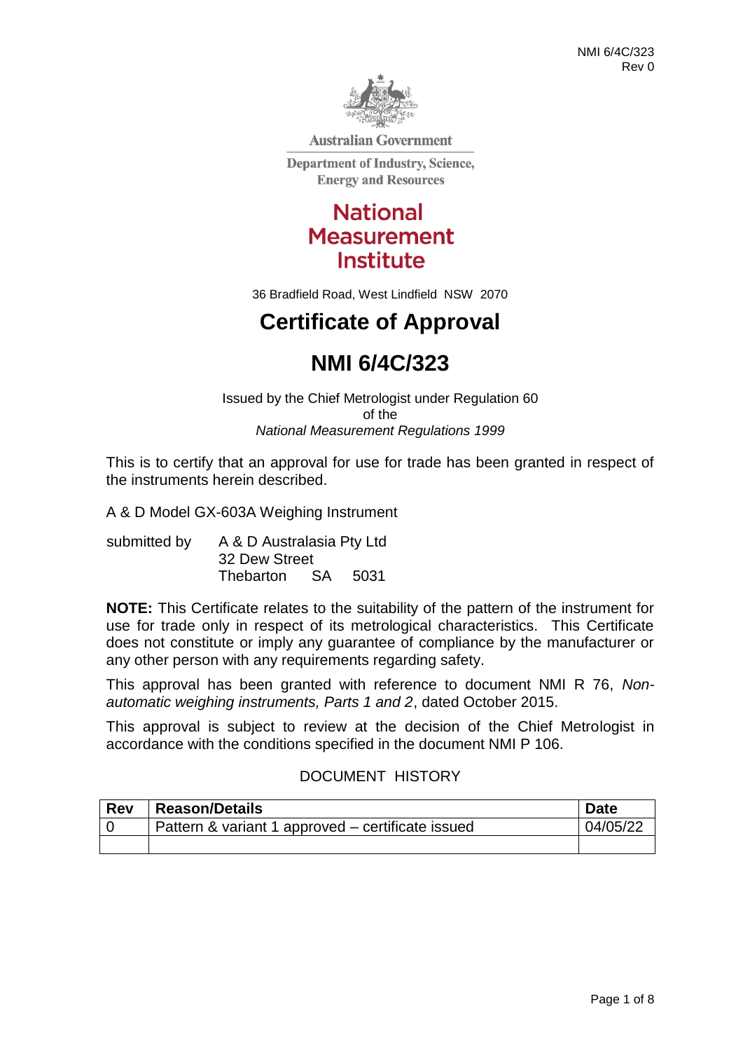NMI 6/4C/323
Rev 0

Australian Government

Department of Industry, Science, Energy and Resources

**National Measurement Institute**

36 Bradfield Road, West Lindfield NSW 2070

# Certificate of Approval

# NMI 6/4C/323

Issued by the Chief Metrologist under Regulation 60
of the
*National Measurement Regulations 1999*

This is to certify that an approval for use for trade has been granted in respect of the instruments herein described.

A & D Model GX-603A Weighing Instrument

submitted by A & D Australasia Pty Ltd
32 Dew Street
Thebarton SA 5031

**NOTE:** This Certificate relates to the suitability of the pattern of the instrument for use for trade only in respect of its metrological characteristics. This Certificate does not constitute or imply any guarantee of compliance by the manufacturer or any other person with any requirements regarding safety.

This approval has been granted with reference to document NMI R 76, *Non-automatic weighing instruments, Parts 1 and 2*, dated October 2015.

This approval is subject to review at the decision of the Chief Metrologist in accordance with the conditions specified in the document NMI P 106.

DOCUMENT HISTORY

| Rev | Reason/Details | Date |
|---|---|---|
| 0 | Pattern & variant 1 approved – certificate issued | 04/05/22 |
| | | |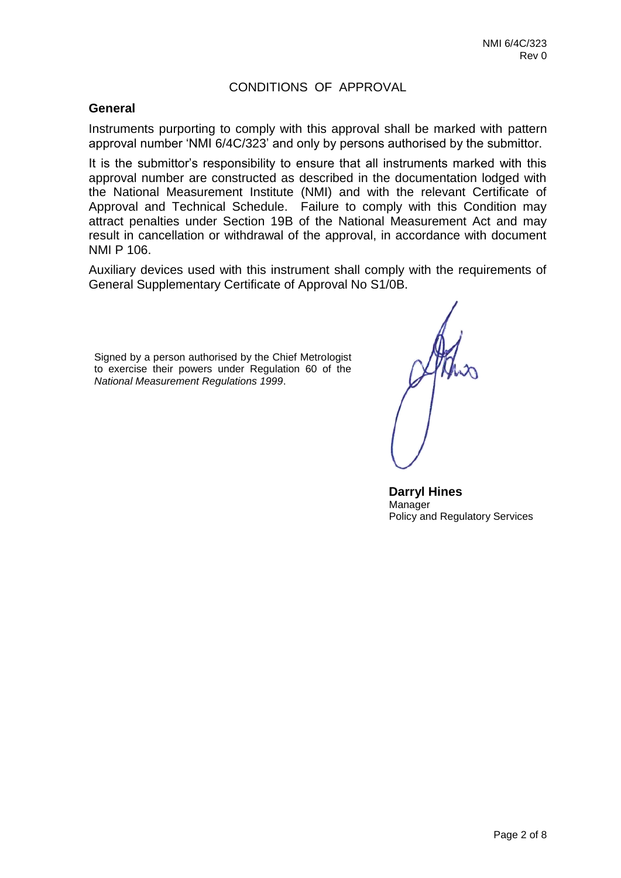# CONDITIONS OF APPROVAL

## General

Instruments purporting to comply with this approval shall be marked with pattern approval number 'NMI 6/4C/323' and only by persons authorised by the submittor.

It is the submittor's responsibility to ensure that all instruments marked with this approval number are constructed as described in the documentation lodged with the National Measurement Institute (NMI) and with the relevant Certificate of Approval and Technical Schedule. Failure to comply with this Condition may attract penalties under Section 19B of the National Measurement Act and may result in cancellation or withdrawal of the approval, in accordance with document NMI P 106.

Auxiliary devices used with this instrument shall comply with the requirements of General Supplementary Certificate of Approval No S1/0B.

Signed by a person authorised by the Chief Metrologist to exercise their powers under Regulation 60 of the *National Measurement Regulations 1999*.

**Darryl Hines**
Manager
Policy and Regulatory Services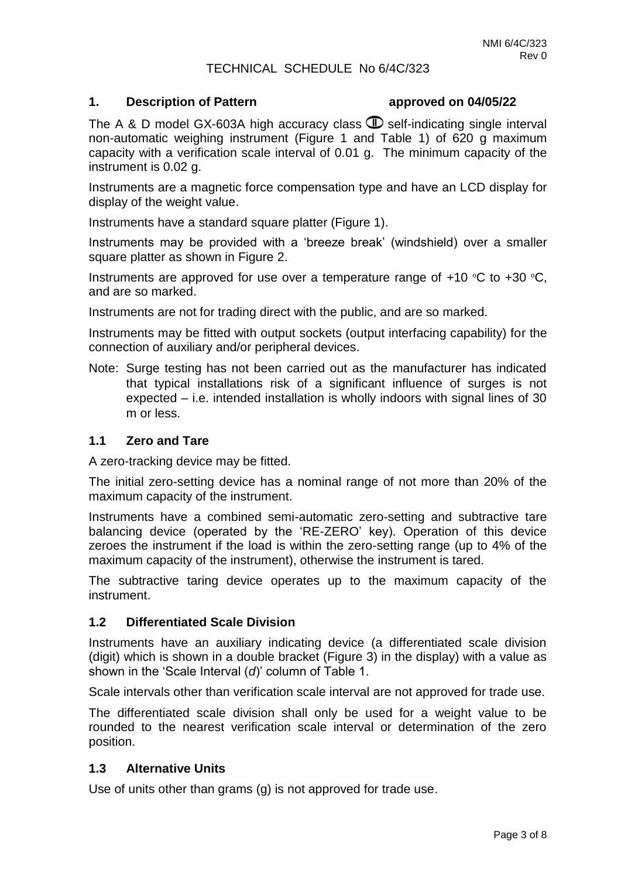NMI 6/4C/323
Rev 0

TECHNICAL SCHEDULE No 6/4C/323

## 1. Description of Pattern approved on 04/05/22

The A & D model GX-603A high accuracy class Ⓘ self-indicating single interval non-automatic weighing instrument (Figure 1 and Table 1) of 620 g maximum capacity with a verification scale interval of 0.01 g. The minimum capacity of the instrument is 0.02 g.

Instruments are a magnetic force compensation type and have an LCD display for display of the weight value.

Instruments have a standard square platter (Figure 1).

Instruments may be provided with a 'breeze break' (windshield) over a smaller square platter as shown in Figure 2.

Instruments are approved for use over a temperature range of +10 °C to +30 °C, and are so marked.

Instruments are not for trading direct with the public, and are so marked.

Instruments may be fitted with output sockets (output interfacing capability) for the connection of auxiliary and/or peripheral devices.

Note: Surge testing has not been carried out as the manufacturer has indicated that typical installations risk of a significant influence of surges is not expected – i.e. intended installation is wholly indoors with signal lines of 30 m or less.

### 1.1 Zero and Tare

A zero-tracking device may be fitted.

The initial zero-setting device has a nominal range of not more than 20% of the maximum capacity of the instrument.

Instruments have a combined semi-automatic zero-setting and subtractive tare balancing device (operated by the 'RE-ZERO' key). Operation of this device zeroes the instrument if the load is within the zero-setting range (up to 4% of the maximum capacity of the instrument), otherwise the instrument is tared.

The subtractive taring device operates up to the maximum capacity of the instrument.

### 1.2 Differentiated Scale Division

Instruments have an auxiliary indicating device (a differentiated scale division (digit) which is shown in a double bracket (Figure 3) in the display) with a value as shown in the 'Scale Interval (*d*)' column of Table 1.

Scale intervals other than verification scale interval are not approved for trade use.

The differentiated scale division shall only be used for a weight value to be rounded to the nearest verification scale interval or determination of the zero position.

### 1.3 Alternative Units

Use of units other than grams (g) is not approved for trade use.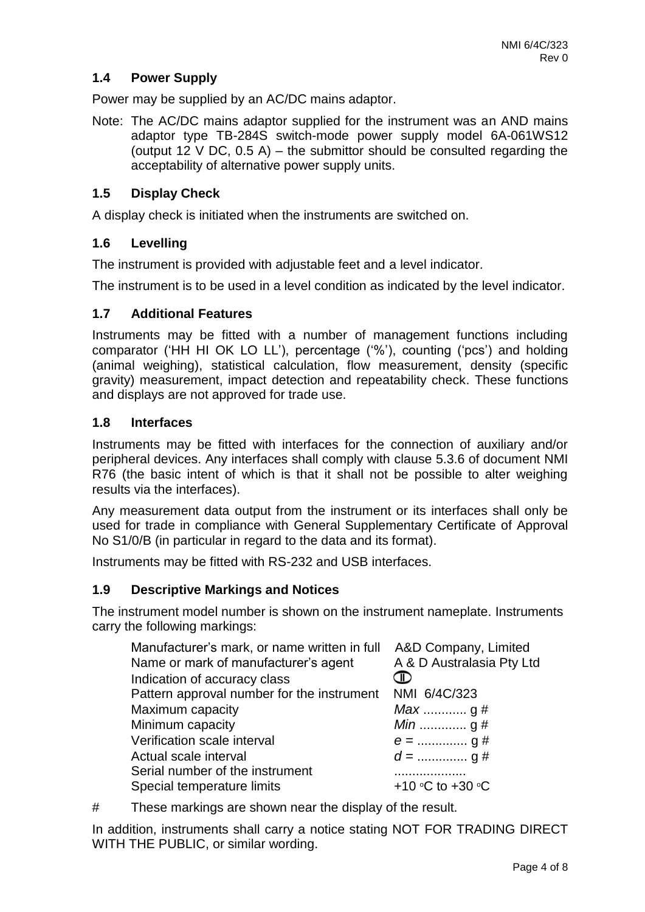### 1.4 Power Supply

Power may be supplied by an AC/DC mains adaptor.

Note: The AC/DC mains adaptor supplied for the instrument was an AND mains adaptor type TB-284S switch-mode power supply model 6A-061WS12 (output 12 V DC, 0.5 A) – the submittor should be consulted regarding the acceptability of alternative power supply units.

### 1.5 Display Check

A display check is initiated when the instruments are switched on.

### 1.6 Levelling

The instrument is provided with adjustable feet and a level indicator.

The instrument is to be used in a level condition as indicated by the level indicator.

### 1.7 Additional Features

Instruments may be fitted with a number of management functions including comparator ('HH HI OK LO LL'), percentage ('%'), counting ('pcs') and holding (animal weighing), statistical calculation, flow measurement, density (specific gravity) measurement, impact detection and repeatability check. These functions and displays are not approved for trade use.

### 1.8 Interfaces

Instruments may be fitted with interfaces for the connection of auxiliary and/or peripheral devices. Any interfaces shall comply with clause 5.3.6 of document NMI R76 (the basic intent of which is that it shall not be possible to alter weighing results via the interfaces).

Any measurement data output from the instrument or its interfaces shall only be used for trade in compliance with General Supplementary Certificate of Approval No S1/0/B (in particular in regard to the data and its format).

Instruments may be fitted with RS-232 and USB interfaces.

### 1.9 Descriptive Markings and Notices

The instrument model number is shown on the instrument nameplate. Instruments carry the following markings:

| | |
|---|---|
| Manufacturer's mark, or name written in full | A&D Company, Limited |
| Name or mark of manufacturer's agent | A & D Australasia Pty Ltd |
| Indication of accuracy class | (II) |
| Pattern approval number for the instrument | NMI 6/4C/323 |
| Maximum capacity | *Max* ............ g # |
| Minimum capacity | *Min* ............. g # |
| Verification scale interval | *e* = .............. g # |
| Actual scale interval | *d* = .............. g # |
| Serial number of the instrument | .................... |
| Special temperature limits | +10 °C to +30 °C |

\# These markings are shown near the display of the result.

In addition, instruments shall carry a notice stating NOT FOR TRADING DIRECT WITH THE PUBLIC, or similar wording.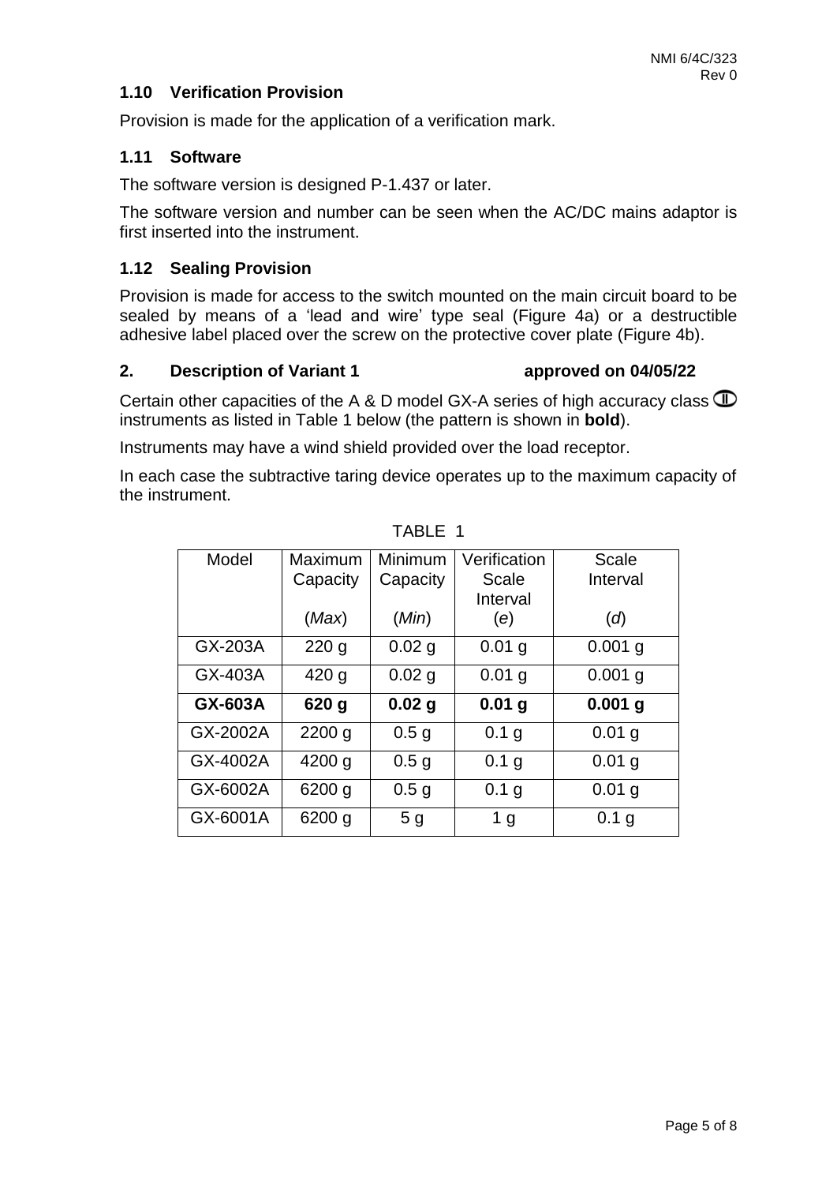### 1.10 Verification Provision

Provision is made for the application of a verification mark.

### 1.11 Software

The software version is designed P-1.437 or later.

The software version and number can be seen when the AC/DC mains adaptor is first inserted into the instrument.

### 1.12 Sealing Provision

Provision is made for access to the switch mounted on the main circuit board to be sealed by means of a 'lead and wire' type seal (Figure 4a) or a destructible adhesive label placed over the screw on the protective cover plate (Figure 4b).

## 2. Description of Variant 1 approved on 04/05/22

Certain other capacities of the A & D model GX-A series of high accuracy class Ⓘ instruments as listed in Table 1 below (the pattern is shown in **bold**).

Instruments may have a wind shield provided over the load receptor.

In each case the subtractive taring device operates up to the maximum capacity of the instrument.

TABLE 1

| Model | Maximum Capacity (*Max*) | Minimum Capacity (*Min*) | Verification Scale Interval (*e*) | Scale Interval (*d*) |
|---|---|---|---|---|
| GX-203A | 220 g | 0.02 g | 0.01 g | 0.001 g |
| GX-403A | 420 g | 0.02 g | 0.01 g | 0.001 g |
| **GX-603A** | **620 g** | **0.02 g** | **0.01 g** | **0.001 g** |
| GX-2002A | 2200 g | 0.5 g | 0.1 g | 0.01 g |
| GX-4002A | 4200 g | 0.5 g | 0.1 g | 0.01 g |
| GX-6002A | 6200 g | 0.5 g | 0.1 g | 0.01 g |
| GX-6001A | 6200 g | 5 g | 1 g | 0.1 g |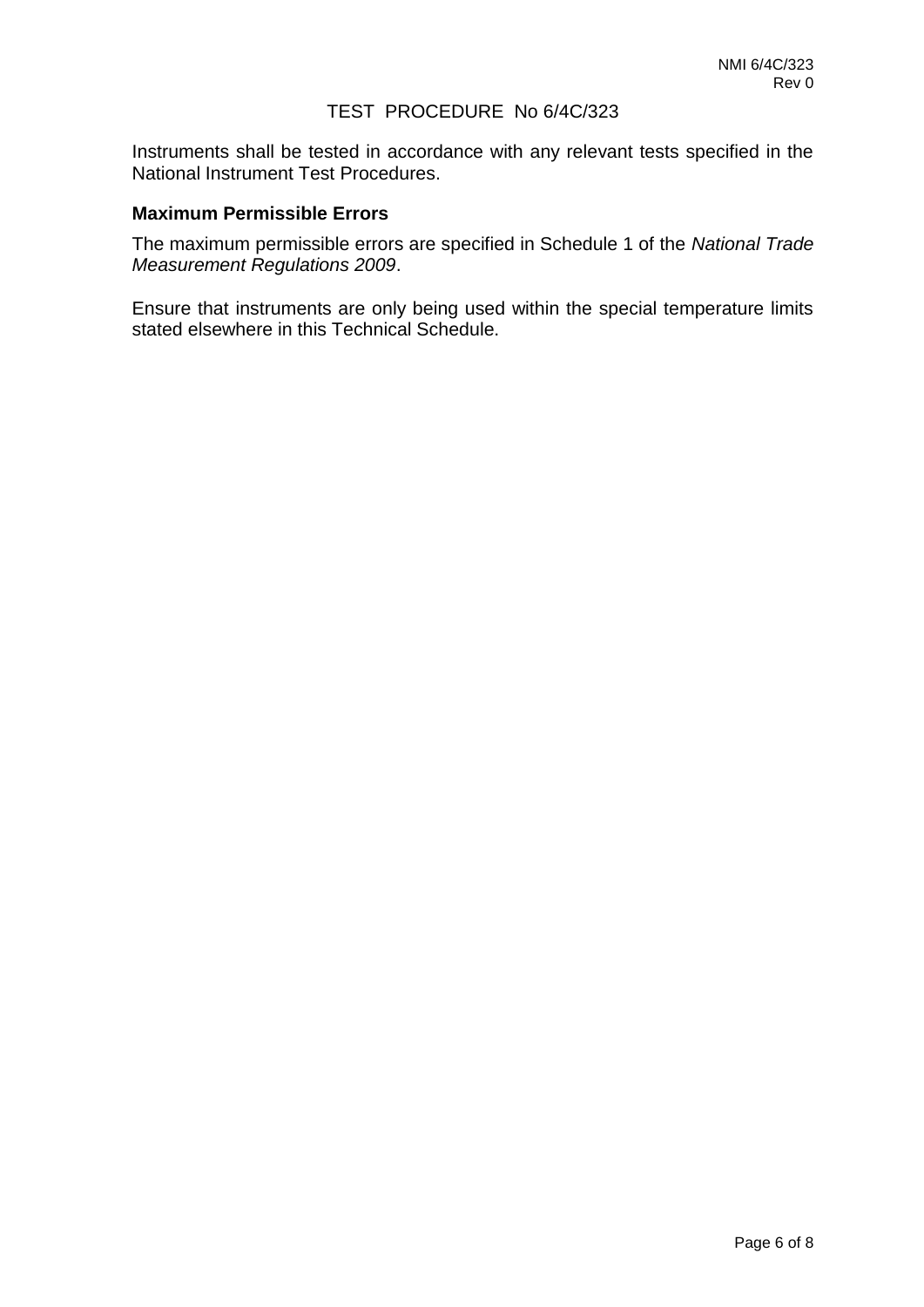# TEST PROCEDURE No 6/4C/323

Instruments shall be tested in accordance with any relevant tests specified in the National Instrument Test Procedures.

## Maximum Permissible Errors

The maximum permissible errors are specified in Schedule 1 of the *National Trade Measurement Regulations 2009*.

Ensure that instruments are only being used within the special temperature limits stated elsewhere in this Technical Schedule.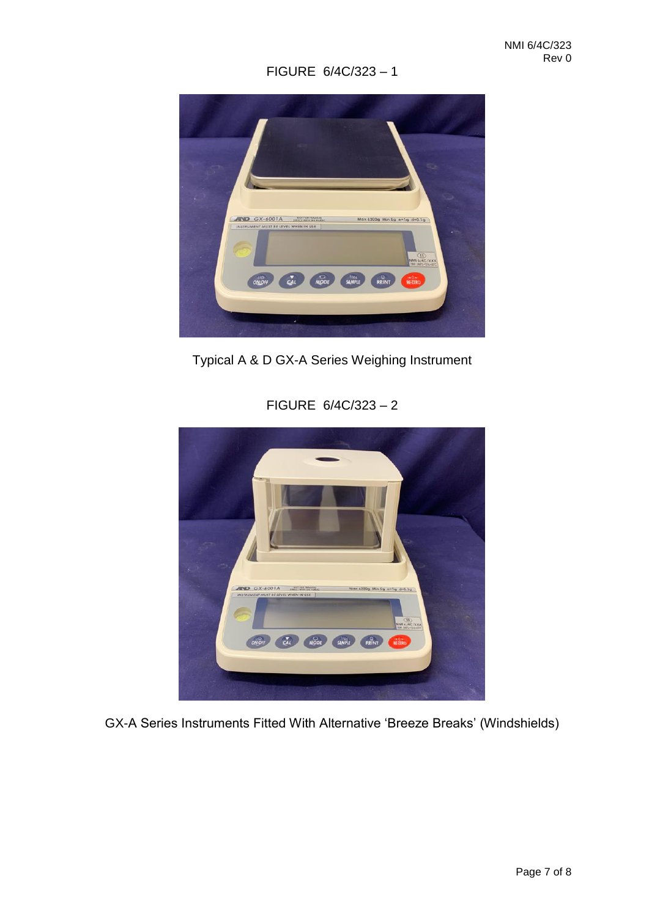FIGURE 6/4C/323 – 1

Typical A & D GX-A Series Weighing Instrument

FIGURE 6/4C/323 – 2

GX-A Series Instruments Fitted With Alternative 'Breeze Breaks' (Windshields)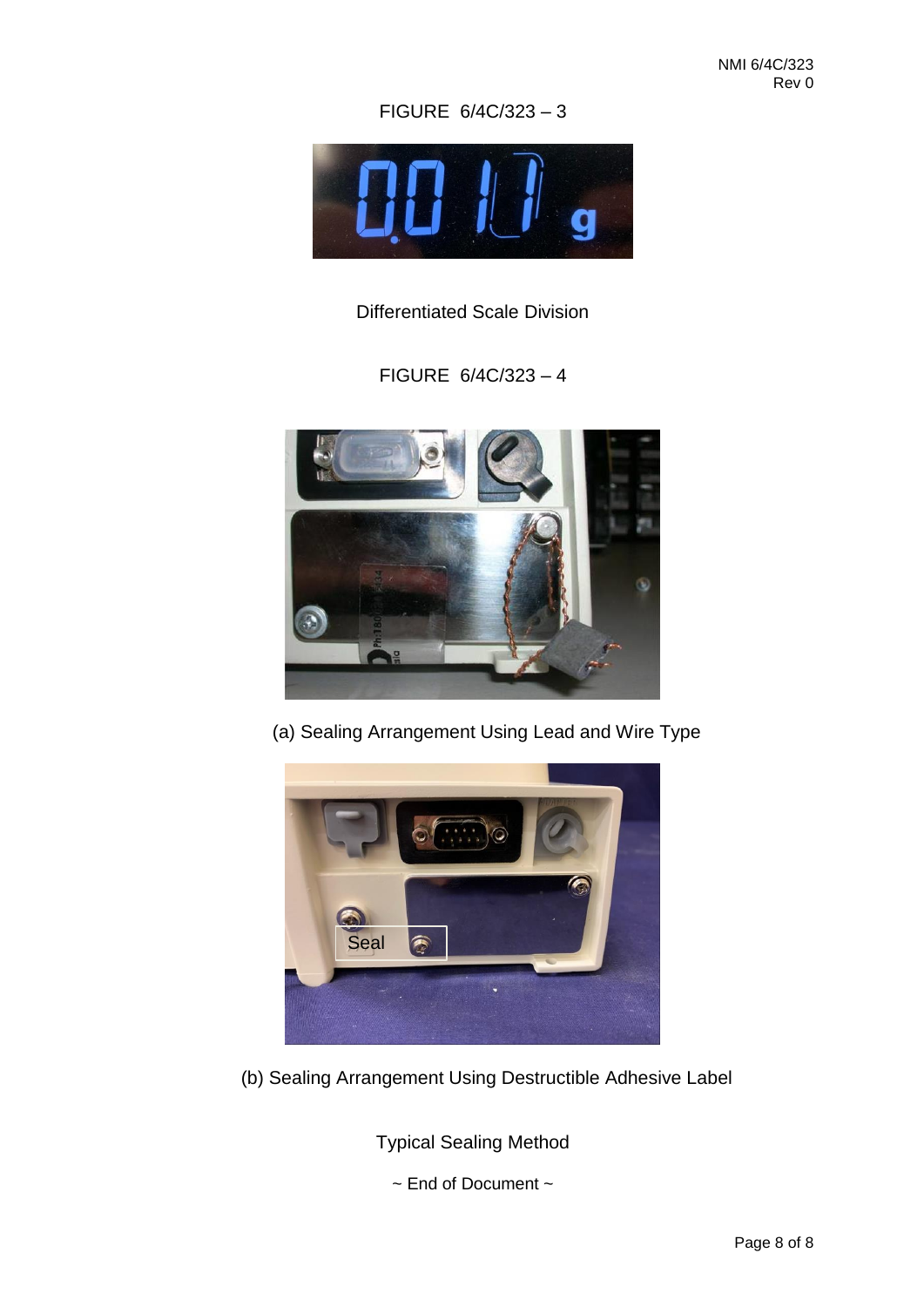FIGURE 6/4C/323 – 3

Differentiated Scale Division

FIGURE 6/4C/323 – 4

(a) Sealing Arrangement Using Lead and Wire Type

(b) Sealing Arrangement Using Destructible Adhesive Label

Typical Sealing Method

~ End of Document ~